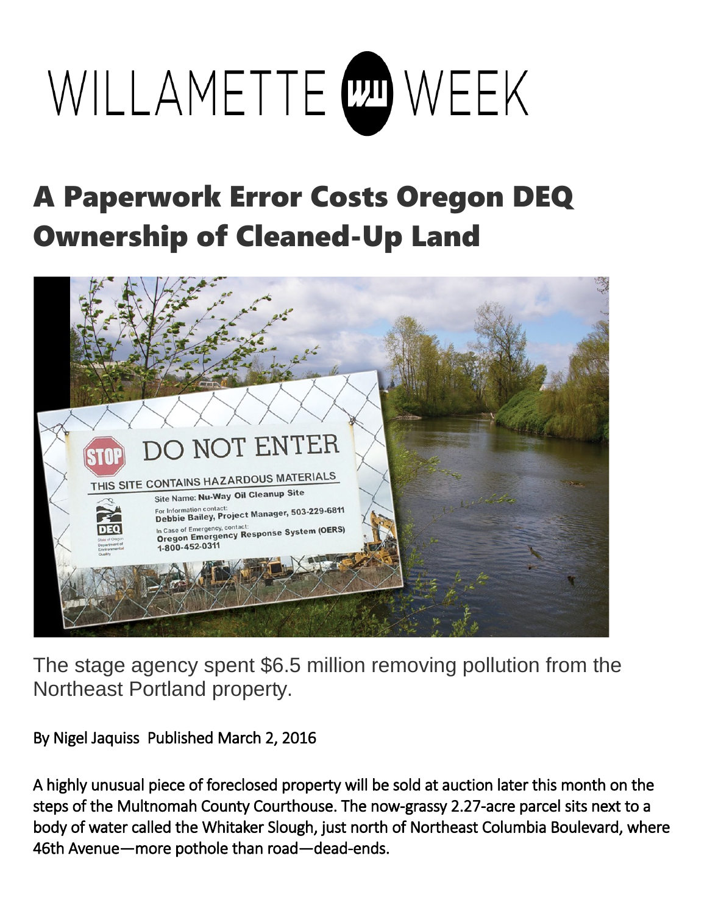# WILLAMETTE WEEK

## A Paperwork Error Costs Oregon DEQ Ownership of Cleaned-Up Land

The stage agency spent $6.5 million removing pollution from the Northeast Portland property.

By Nigel Jaquiss Published March 2, 2016

A highly unusual piece of foreclosed property will be sold at auction later this month on the steps of the Multnomah County Courthouse. The now-grassy 2.27-acre parcel sits next to a body of water called the Whitaker Slough, just north of Northeast Columbia Boulevard, where 46th Avenue—more pothole than road—dead-ends.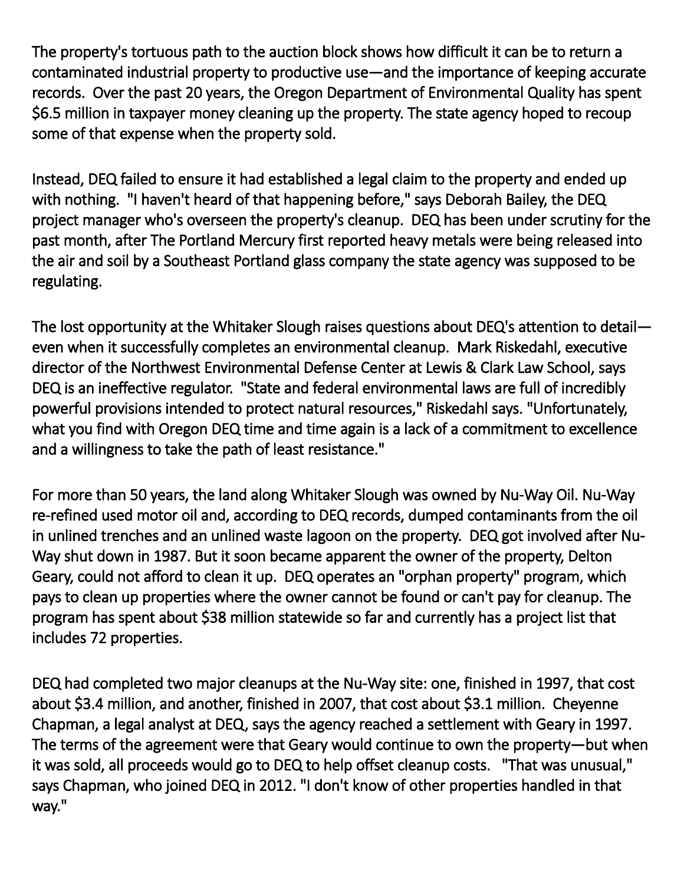The property's tortuous path to the auction block shows how difficult it can be to return a contaminated industrial property to productive use—and the importance of keeping accurate records. Over the past 20 years, the Oregon Department of Environmental Quality has spent $6.5 million in taxpayer money cleaning up the property. The state agency hoped to recoup some of that expense when the property sold.

Instead, DEQ failed to ensure it had established a legal claim to the property and ended up with nothing. "I haven't heard of that happening before," says Deborah Bailey, the DEQ project manager who's overseen the property's cleanup. DEQ has been under scrutiny for the past month, after The Portland Mercury first reported heavy metals were being released into the air and soil by a Southeast Portland glass company the state agency was supposed to be regulating.

The lost opportunity at the Whitaker Slough raises questions about DEQ's attention to detail—even when it successfully completes an environmental cleanup. Mark Riskedahl, executive director of the Northwest Environmental Defense Center at Lewis & Clark Law School, says DEQ is an ineffective regulator. "State and federal environmental laws are full of incredibly powerful provisions intended to protect natural resources," Riskedahl says. "Unfortunately, what you find with Oregon DEQ time and time again is a lack of a commitment to excellence and a willingness to take the path of least resistance."

For more than 50 years, the land along Whitaker Slough was owned by Nu-Way Oil. Nu-Way re-refined used motor oil and, according to DEQ records, dumped contaminants from the oil in unlined trenches and an unlined waste lagoon on the property. DEQ got involved after Nu-Way shut down in 1987. But it soon became apparent the owner of the property, Delton Geary, could not afford to clean it up. DEQ operates an "orphan property" program, which pays to clean up properties where the owner cannot be found or can't pay for cleanup. The program has spent about $38 million statewide so far and currently has a project list that includes 72 properties.

DEQ had completed two major cleanups at the Nu-Way site: one, finished in 1997, that cost about $3.4 million, and another, finished in 2007, that cost about $3.1 million. Cheyenne Chapman, a legal analyst at DEQ, says the agency reached a settlement with Geary in 1997. The terms of the agreement were that Geary would continue to own the property—but when it was sold, all proceeds would go to DEQ to help offset cleanup costs. "That was unusual," says Chapman, who joined DEQ in 2012. "I don't know of other properties handled in that way."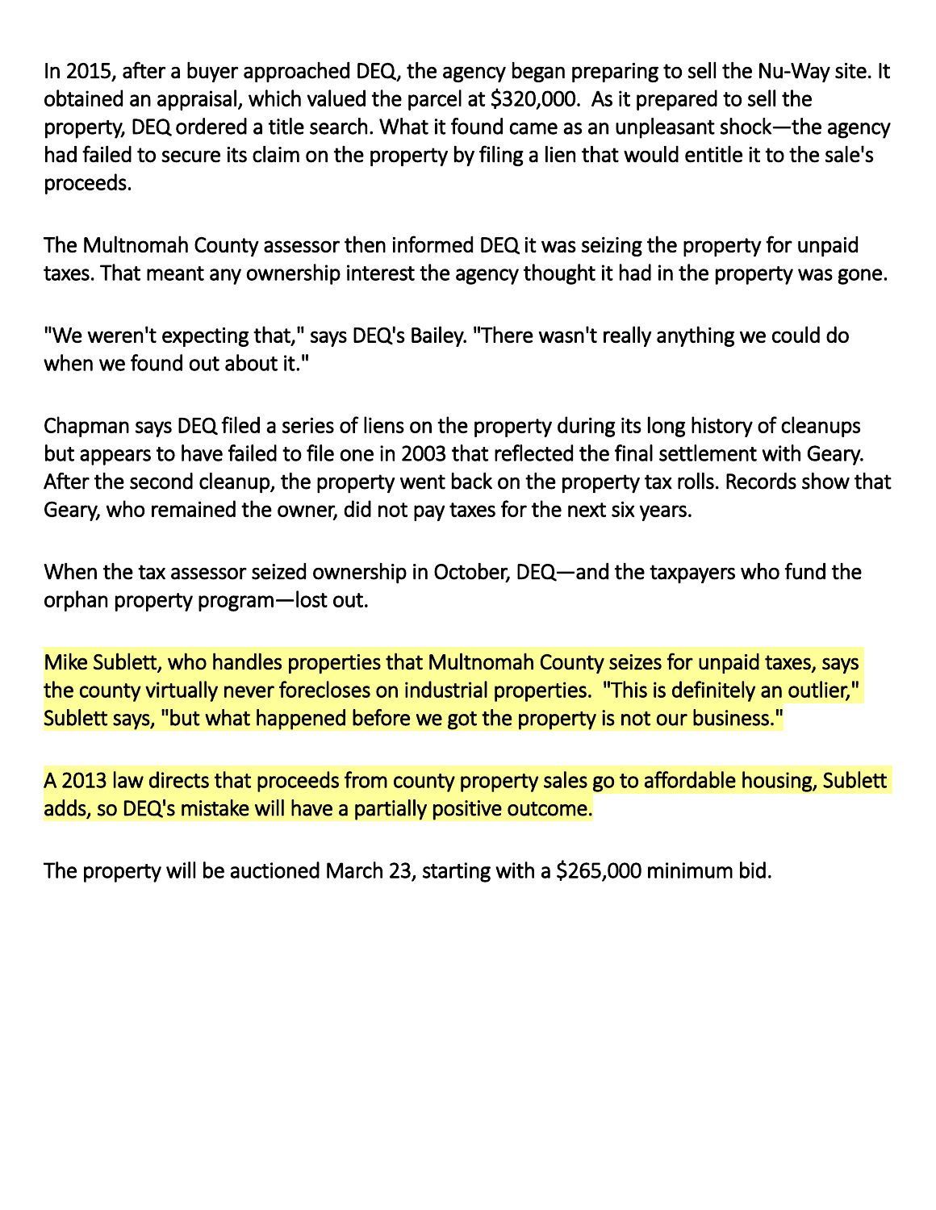In 2015, after a buyer approached DEQ, the agency began preparing to sell the Nu-Way site. It obtained an appraisal, which valued the parcel at $320,000. As it prepared to sell the property, DEQ ordered a title search. What it found came as an unpleasant shock—the agency had failed to secure its claim on the property by filing a lien that would entitle it to the sale's proceeds.

The Multnomah County assessor then informed DEQ it was seizing the property for unpaid taxes. That meant any ownership interest the agency thought it had in the property was gone.

"We weren't expecting that," says DEQ's Bailey. "There wasn't really anything we could do when we found out about it."

Chapman says DEQ filed a series of liens on the property during its long history of cleanups but appears to have failed to file one in 2003 that reflected the final settlement with Geary. After the second cleanup, the property went back on the property tax rolls. Records show that Geary, who remained the owner, did not pay taxes for the next six years.

When the tax assessor seized ownership in October, DEQ—and the taxpayers who fund the orphan property program—lost out.

Mike Sublett, who handles properties that Multnomah County seizes for unpaid taxes, says the county virtually never forecloses on industrial properties. "This is definitely an outlier," Sublett says, "but what happened before we got the property is not our business."

A 2013 law directs that proceeds from county property sales go to affordable housing, Sublett adds, so DEQ's mistake will have a partially positive outcome.

The property will be auctioned March 23, starting with a $265,000 minimum bid.